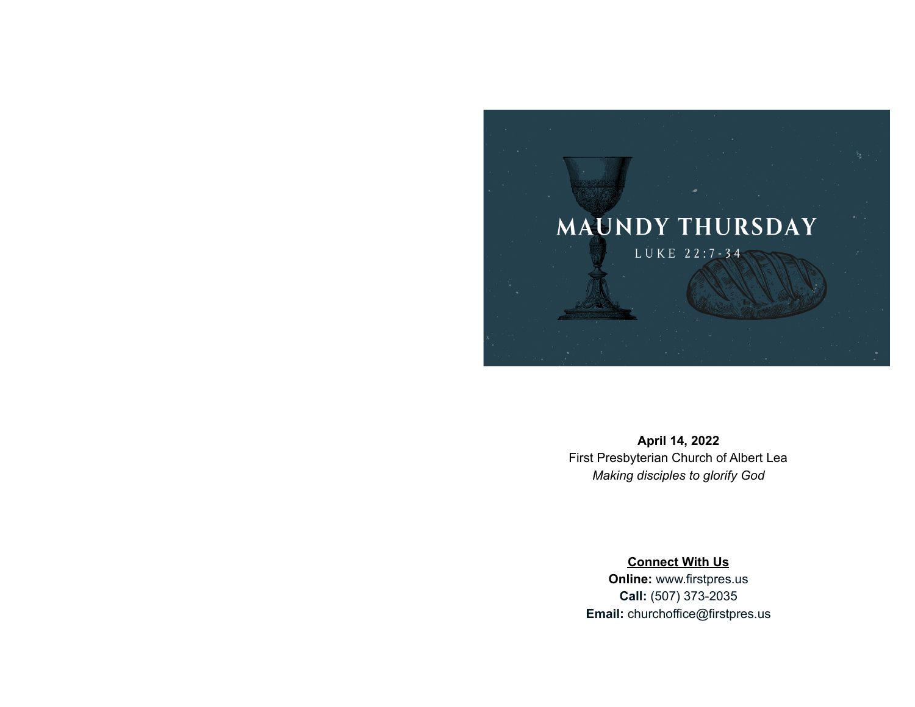# MAUNDY THURSDAY

LUKE 22:7-34

**April 14, 2022**
First Presbyterian Church of Albert Lea
*Making disciples to glorify God*

**Connect With Us**
**Online:** www.firstpres.us
**Call:** (507) 373-2035
**Email:** churchoffice@firstpres.us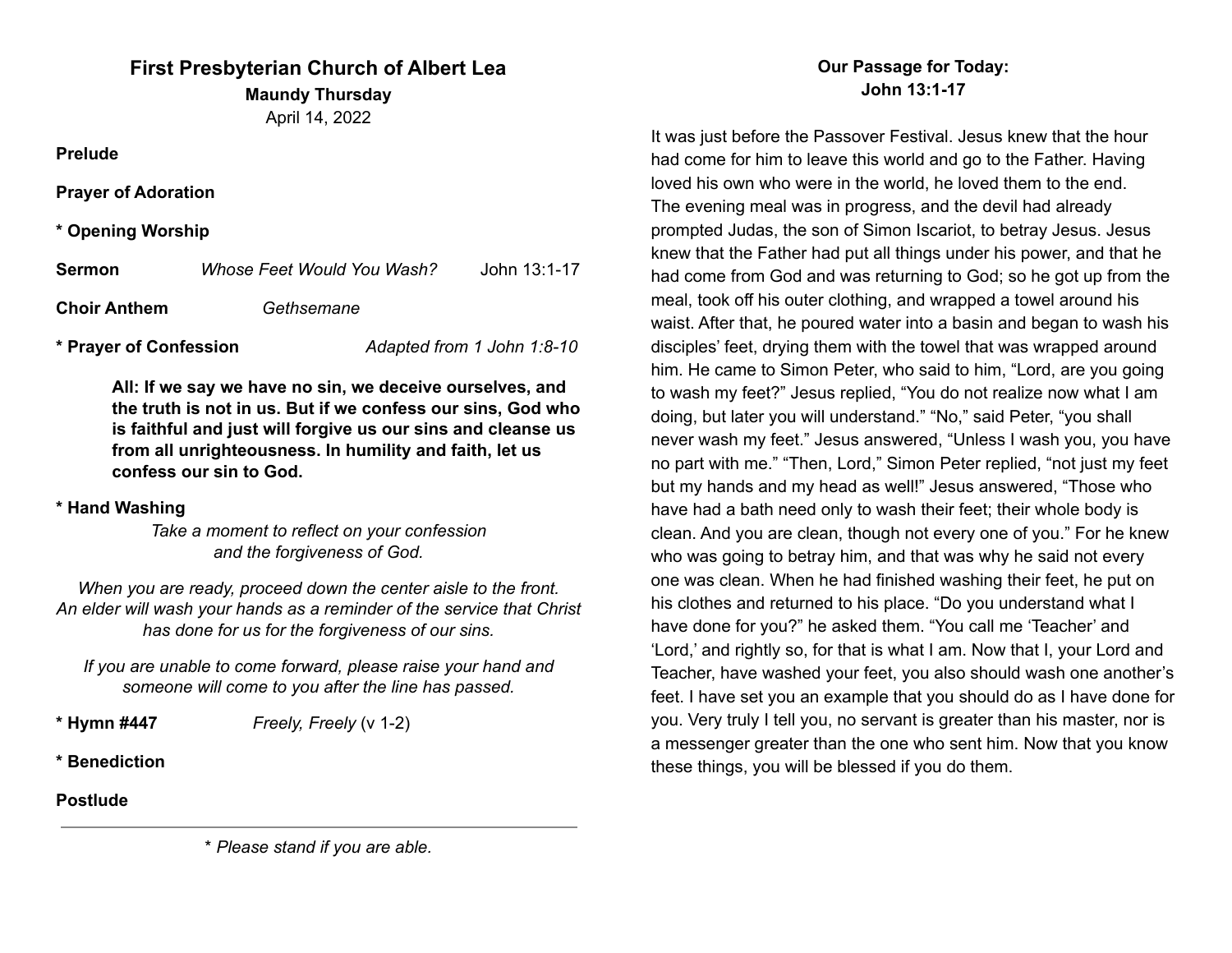# First Presbyterian Church of Albert Lea

**Maundy Thursday**

April 14, 2022

**Prelude**

**Prayer of Adoration**

**\* Opening Worship**

**Sermon** *Whose Feet Would You Wash?* John 13:1-17

**Choir Anthem** *Gethsemane*

**\* Prayer of Confession** *Adapted from 1 John 1:8-10*

> **All: If we say we have no sin, we deceive ourselves, and the truth is not in us. But if we confess our sins, God who is faithful and just will forgive us our sins and cleanse us from all unrighteousness. In humility and faith, let us confess our sin to God.**

**\* Hand Washing**

*Take a moment to reflect on your confession and the forgiveness of God.*

*When you are ready, proceed down the center aisle to the front. An elder will wash your hands as a reminder of the service that Christ has done for us for the forgiveness of our sins.*

*If you are unable to come forward, please raise your hand and someone will come to you after the line has passed.*

**\* Hymn #447** *Freely, Freely* (v 1-2)

**\* Benediction**

**Postlude**

---

*\* Please stand if you are able.*

## Our Passage for Today: John 13:1-17

It was just before the Passover Festival. Jesus knew that the hour had come for him to leave this world and go to the Father. Having loved his own who were in the world, he loved them to the end. The evening meal was in progress, and the devil had already prompted Judas, the son of Simon Iscariot, to betray Jesus. Jesus knew that the Father had put all things under his power, and that he had come from God and was returning to God; so he got up from the meal, took off his outer clothing, and wrapped a towel around his waist. After that, he poured water into a basin and began to wash his disciples' feet, drying them with the towel that was wrapped around him. He came to Simon Peter, who said to him, "Lord, are you going to wash my feet?" Jesus replied, "You do not realize now what I am doing, but later you will understand." "No," said Peter, "you shall never wash my feet." Jesus answered, "Unless I wash you, you have no part with me." "Then, Lord," Simon Peter replied, "not just my feet but my hands and my head as well!" Jesus answered, "Those who have had a bath need only to wash their feet; their whole body is clean. And you are clean, though not every one of you." For he knew who was going to betray him, and that was why he said not every one was clean. When he had finished washing their feet, he put on his clothes and returned to his place. "Do you understand what I have done for you?" he asked them. "You call me 'Teacher' and 'Lord,' and rightly so, for that is what I am. Now that I, your Lord and Teacher, have washed your feet, you also should wash one another's feet. I have set you an example that you should do as I have done for you. Very truly I tell you, no servant is greater than his master, nor is a messenger greater than the one who sent him. Now that you know these things, you will be blessed if you do them.